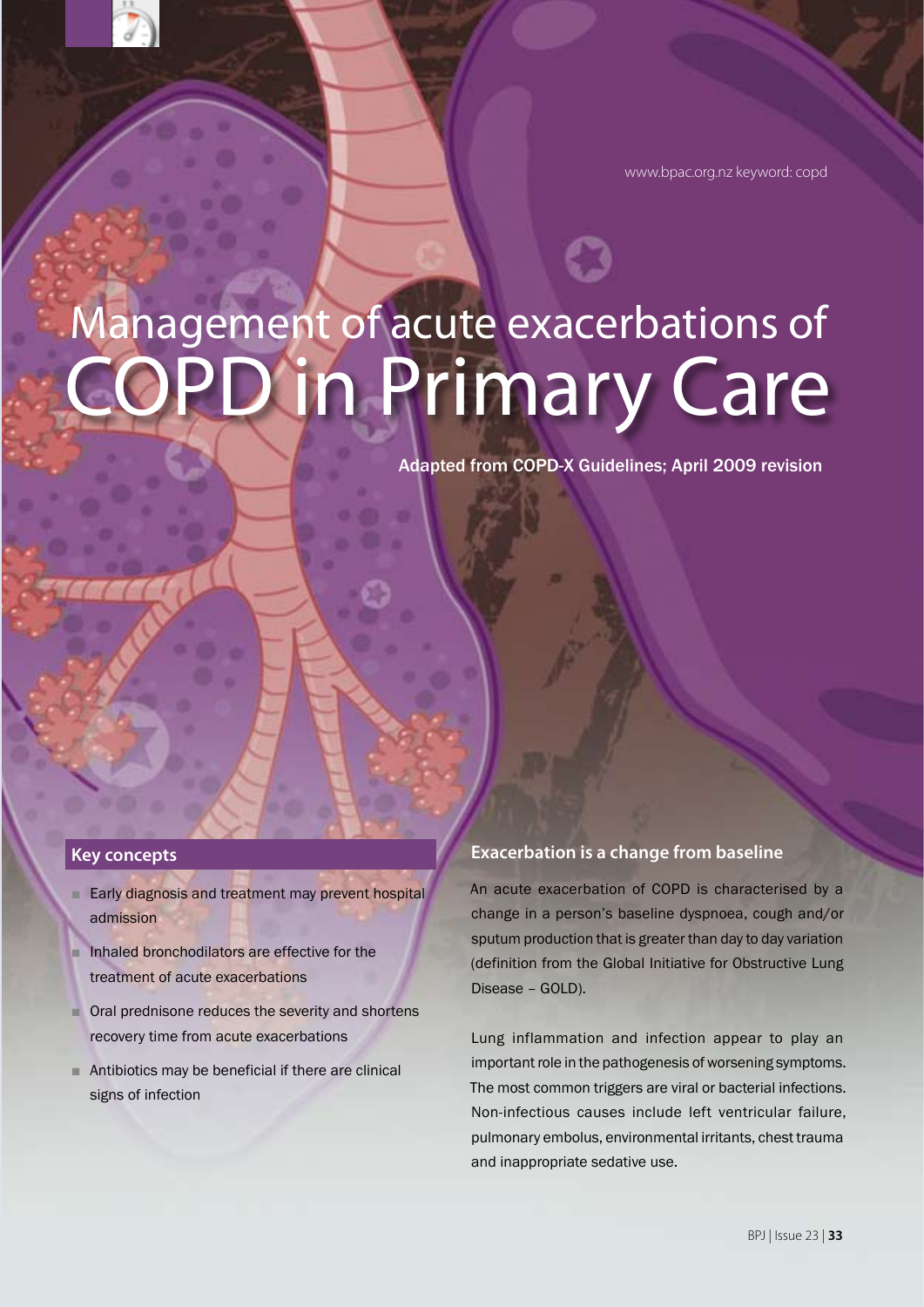www.bpac.org.nz keyword: copd

# Management of acute exacerbations of COPD in Primary Care

Adapted from COPD-X Guidelines; April 2009 revision

## Key concepts

- Early diagnosis and treatment may prevent hospital admission
- Inhaled bronchodilators are effective for the treatment of acute exacerbations
- Oral prednisone reduces the severity and shortens recovery time from acute exacerbations
- Antibiotics may be beneficial if there are clinical signs of infection

## Exacerbation is a change from baseline

An acute exacerbation of COPD is characterised by a change in a person's baseline dyspnoea, cough and/or sputum production that is greater than day to day variation (definition from the Global Initiative for Obstructive Lung Disease – GOLD).

Lung inflammation and infection appear to play an important role in the pathogenesis of worsening symptoms. The most common triggers are viral or bacterial infections. Non-infectious causes include left ventricular failure, pulmonary embolus, environmental irritants, chest trauma and inappropriate sedative use.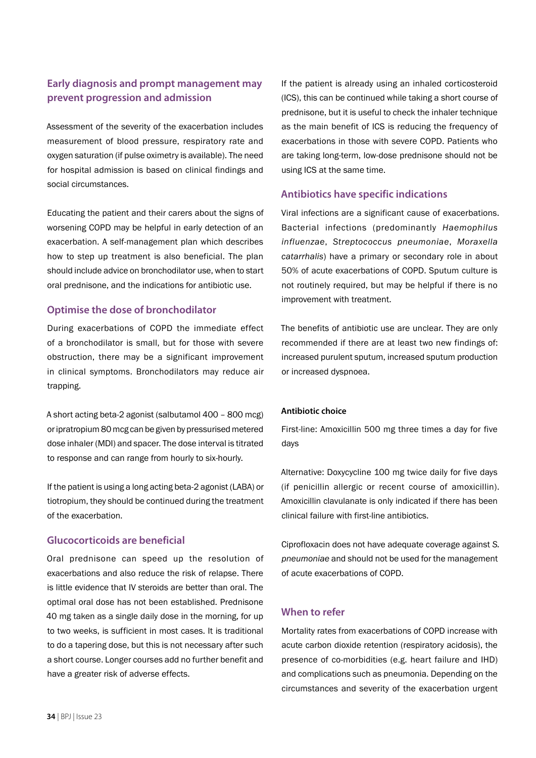## Early diagnosis and prompt management may prevent progression and admission

Assessment of the severity of the exacerbation includes measurement of blood pressure, respiratory rate and oxygen saturation (if pulse oximetry is available). The need for hospital admission is based on clinical findings and social circumstances.

Educating the patient and their carers about the signs of worsening COPD may be helpful in early detection of an exacerbation. A self-management plan which describes how to step up treatment is also beneficial. The plan should include advice on bronchodilator use, when to start oral prednisone, and the indications for antibiotic use.

## Optimise the dose of bronchodilator

During exacerbations of COPD the immediate effect of a bronchodilator is small, but for those with severe obstruction, there may be a significant improvement in clinical symptoms. Bronchodilators may reduce air trapping.

A short acting beta-2 agonist (salbutamol 400 – 800 mcg) or ipratropium 80 mcg can be given by pressurised metered dose inhaler (MDI) and spacer. The dose interval is titrated to response and can range from hourly to six-hourly.

If the patient is using a long acting beta-2 agonist (LABA) or tiotropium, they should be continued during the treatment of the exacerbation.

## Glucocorticoids are beneficial

Oral prednisone can speed up the resolution of exacerbations and also reduce the risk of relapse. There is little evidence that IV steroids are better than oral. The optimal oral dose has not been established. Prednisone 40 mg taken as a single daily dose in the morning, for up to two weeks, is sufficient in most cases. It is traditional to do a tapering dose, but this is not necessary after such a short course. Longer courses add no further benefit and have a greater risk of adverse effects.

If the patient is already using an inhaled corticosteroid (ICS), this can be continued while taking a short course of prednisone, but it is useful to check the inhaler technique as the main benefit of ICS is reducing the frequency of exacerbations in those with severe COPD. Patients who are taking long-term, low-dose prednisone should not be using ICS at the same time.

## Antibiotics have specific indications

Viral infections are a significant cause of exacerbations. Bacterial infections (predominantly *Haemophilus influenzae*, *Streptococcus pneumoniae*, *Moraxella catarrhalis*) have a primary or secondary role in about 50% of acute exacerbations of COPD. Sputum culture is not routinely required, but may be helpful if there is no improvement with treatment.

The benefits of antibiotic use are unclear. They are only recommended if there are at least two new findings of: increased purulent sputum, increased sputum production or increased dyspnoea.

**Antibiotic choice**

First-line: Amoxicillin 500 mg three times a day for five days

Alternative: Doxycycline 100 mg twice daily for five days (if penicillin allergic or recent course of amoxicillin). Amoxicillin clavulanate is only indicated if there has been clinical failure with first-line antibiotics.

Ciprofloxacin does not have adequate coverage against *S. pneumoniae* and should not be used for the management of acute exacerbations of COPD.

## When to refer

Mortality rates from exacerbations of COPD increase with acute carbon dioxide retention (respiratory acidosis), the presence of co-morbidities (e.g. heart failure and IHD) and complications such as pneumonia. Depending on the circumstances and severity of the exacerbation urgent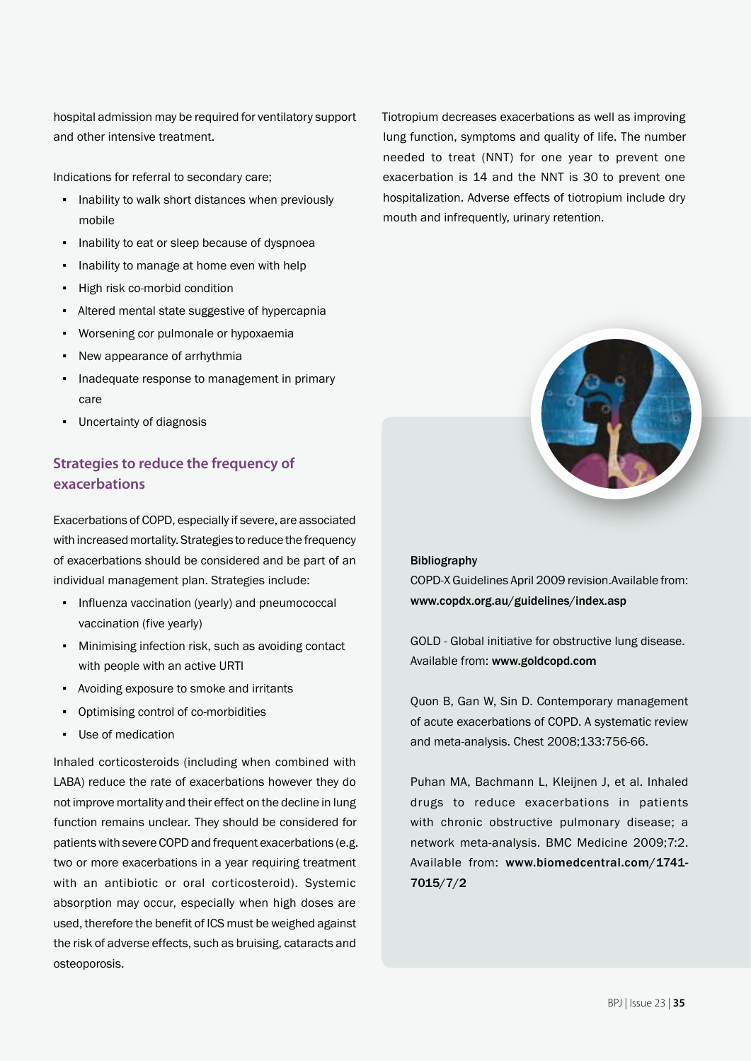hospital admission may be required for ventilatory support and other intensive treatment.

Indications for referral to secondary care;

- Inability to walk short distances when previously mobile
- Inability to eat or sleep because of dyspnoea
- Inability to manage at home even with help
- High risk co-morbid condition
- Altered mental state suggestive of hypercapnia
- Worsening cor pulmonale or hypoxaemia
- New appearance of arrhythmia
- Inadequate response to management in primary care
- Uncertainty of diagnosis

## Strategies to reduce the frequency of exacerbations

Exacerbations of COPD, especially if severe, are associated with increased mortality. Strategies to reduce the frequency of exacerbations should be considered and be part of an individual management plan. Strategies include:

- Influenza vaccination (yearly) and pneumococcal vaccination (five yearly)
- Minimising infection risk, such as avoiding contact with people with an active URTI
- Avoiding exposure to smoke and irritants
- Optimising control of co-morbidities
- Use of medication

Inhaled corticosteroids (including when combined with LABA) reduce the rate of exacerbations however they do not improve mortality and their effect on the decline in lung function remains unclear. They should be considered for patients with severe COPD and frequent exacerbations (e.g. two or more exacerbations in a year requiring treatment with an antibiotic or oral corticosteroid). Systemic absorption may occur, especially when high doses are used, therefore the benefit of ICS must be weighed against the risk of adverse effects, such as bruising, cataracts and osteoporosis.

Tiotropium decreases exacerbations as well as improving lung function, symptoms and quality of life. The number needed to treat (NNT) for one year to prevent one exacerbation is 14 and the NNT is 30 to prevent one hospitalization. Adverse effects of tiotropium include dry mouth and infrequently, urinary retention.

**Bibliography**

COPD-X Guidelines April 2009 revision. Available from: **www.copdx.org.au/guidelines/index.asp**

GOLD - Global initiative for obstructive lung disease. Available from: **www.goldcopd.com**

Quon B, Gan W, Sin D. Contemporary management of acute exacerbations of COPD. A systematic review and meta-analysis. Chest 2008;133:756-66.

Puhan MA, Bachmann L, Kleijnen J, et al. Inhaled drugs to reduce exacerbations in patients with chronic obstructive pulmonary disease; a network meta-analysis. BMC Medicine 2009;7:2. Available from: **www.biomedcentral.com/1741-7015/7/2**